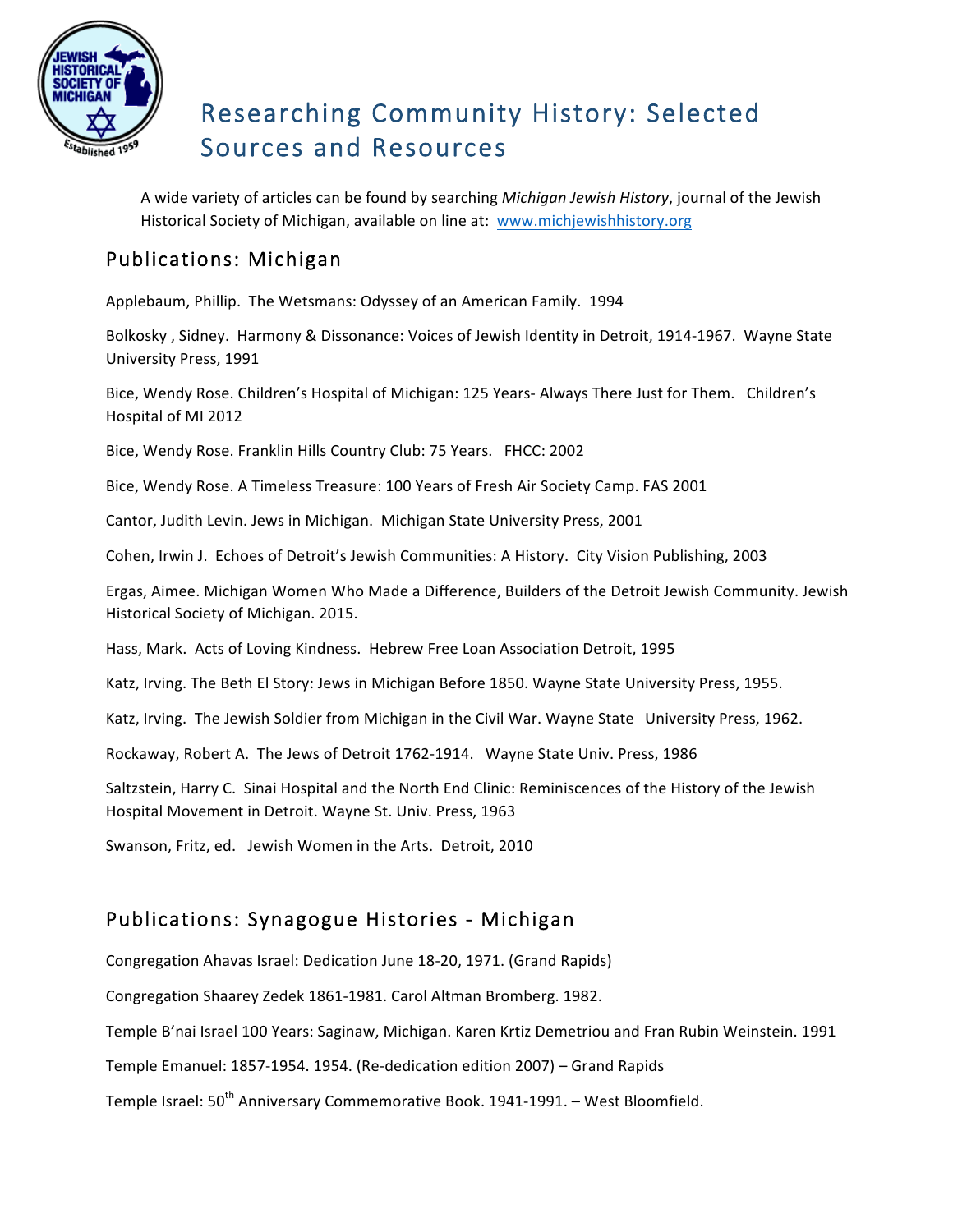# Researching Community History: Selected Sources and Resources

A wide variety of articles can be found by searching *Michigan Jewish History*, journal of the Jewish Historical Society of Michigan, available on line at: www.michjewishhistory.org

## Publications: Michigan

Applebaum, Phillip. The Wetsmans: Odyssey of an American Family. 1994

Bolkosky , Sidney. Harmony & Dissonance: Voices of Jewish Identity in Detroit, 1914-1967. Wayne State University Press, 1991

Bice, Wendy Rose. Children's Hospital of Michigan: 125 Years- Always There Just for Them. Children's Hospital of MI 2012

Bice, Wendy Rose. Franklin Hills Country Club: 75 Years. FHCC: 2002

Bice, Wendy Rose. A Timeless Treasure: 100 Years of Fresh Air Society Camp. FAS 2001

Cantor, Judith Levin. Jews in Michigan. Michigan State University Press, 2001

Cohen, Irwin J. Echoes of Detroit's Jewish Communities: A History. City Vision Publishing, 2003

Ergas, Aimee. Michigan Women Who Made a Difference, Builders of the Detroit Jewish Community. Jewish Historical Society of Michigan. 2015.

Hass, Mark. Acts of Loving Kindness. Hebrew Free Loan Association Detroit, 1995

Katz, Irving. The Beth El Story: Jews in Michigan Before 1850. Wayne State University Press, 1955.

Katz, Irving. The Jewish Soldier from Michigan in the Civil War. Wayne State University Press, 1962.

Rockaway, Robert A. The Jews of Detroit 1762-1914. Wayne State Univ. Press, 1986

Saltzstein, Harry C. Sinai Hospital and the North End Clinic: Reminiscences of the History of the Jewish Hospital Movement in Detroit. Wayne St. Univ. Press, 1963

Swanson, Fritz, ed. Jewish Women in the Arts. Detroit, 2010

## Publications: Synagogue Histories - Michigan

Congregation Ahavas Israel: Dedication June 18-20, 1971. (Grand Rapids)

Congregation Shaarey Zedek 1861-1981. Carol Altman Bromberg. 1982.

Temple B'nai Israel 100 Years: Saginaw, Michigan. Karen Krtiz Demetriou and Fran Rubin Weinstein. 1991

Temple Emanuel: 1857-1954. 1954. (Re-dedication edition 2007) – Grand Rapids

Temple Israel: 50th Anniversary Commemorative Book. 1941-1991. – West Bloomfield.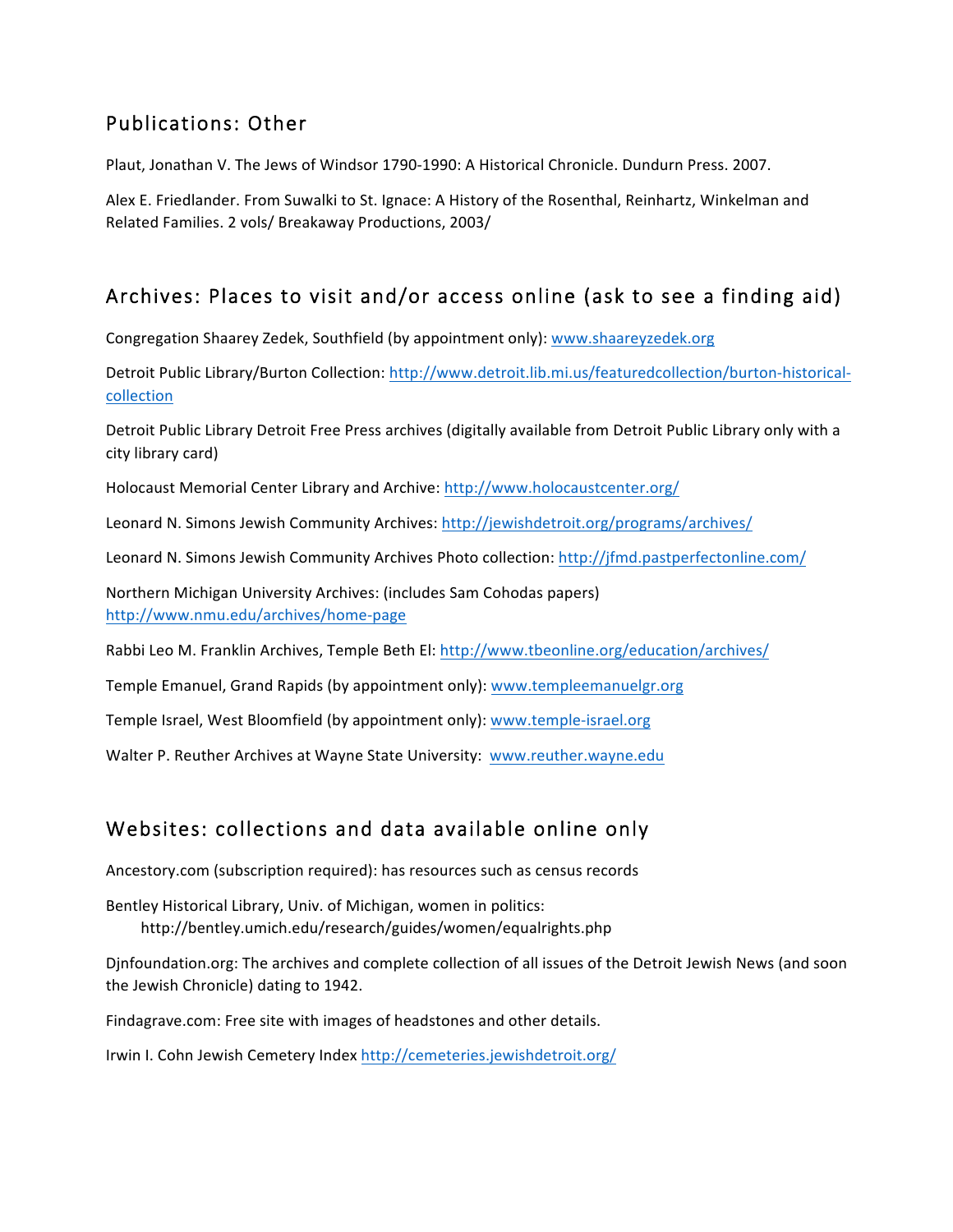## Publications: Other

Plaut, Jonathan V. The Jews of Windsor 1790-1990: A Historical Chronicle. Dundurn Press. 2007.

Alex E. Friedlander. From Suwalki to St. Ignace: A History of the Rosenthal, Reinhartz, Winkelman and Related Families. 2 vols/ Breakaway Productions, 2003/

## Archives: Places to visit and/or access online (ask to see a finding aid)

Congregation Shaarey Zedek, Southfield (by appointment only): www.shaareyzedek.org

Detroit Public Library/Burton Collection: http://www.detroit.lib.mi.us/featuredcollection/burton-historical-collection

Detroit Public Library Detroit Free Press archives (digitally available from Detroit Public Library only with a city library card)

Holocaust Memorial Center Library and Archive: http://www.holocaustcenter.org/

Leonard N. Simons Jewish Community Archives: http://jewishdetroit.org/programs/archives/

Leonard N. Simons Jewish Community Archives Photo collection: http://jfmd.pastperfectonline.com/

Northern Michigan University Archives: (includes Sam Cohodas papers) http://www.nmu.edu/archives/home-page

Rabbi Leo M. Franklin Archives, Temple Beth El: http://www.tbeonline.org/education/archives/

Temple Emanuel, Grand Rapids (by appointment only): www.templeemanuelgr.org

Temple Israel, West Bloomfield (by appointment only): www.temple-israel.org

Walter P. Reuther Archives at Wayne State University: www.reuther.wayne.edu

## Websites: collections and data available online only

Ancestory.com (subscription required): has resources such as census records

Bentley Historical Library, Univ. of Michigan, women in politics:
http://bentley.umich.edu/research/guides/women/equalrights.php

Djnfoundation.org: The archives and complete collection of all issues of the Detroit Jewish News (and soon the Jewish Chronicle) dating to 1942.

Findagrave.com: Free site with images of headstones and other details.

Irwin I. Cohn Jewish Cemetery Index http://cemeteries.jewishdetroit.org/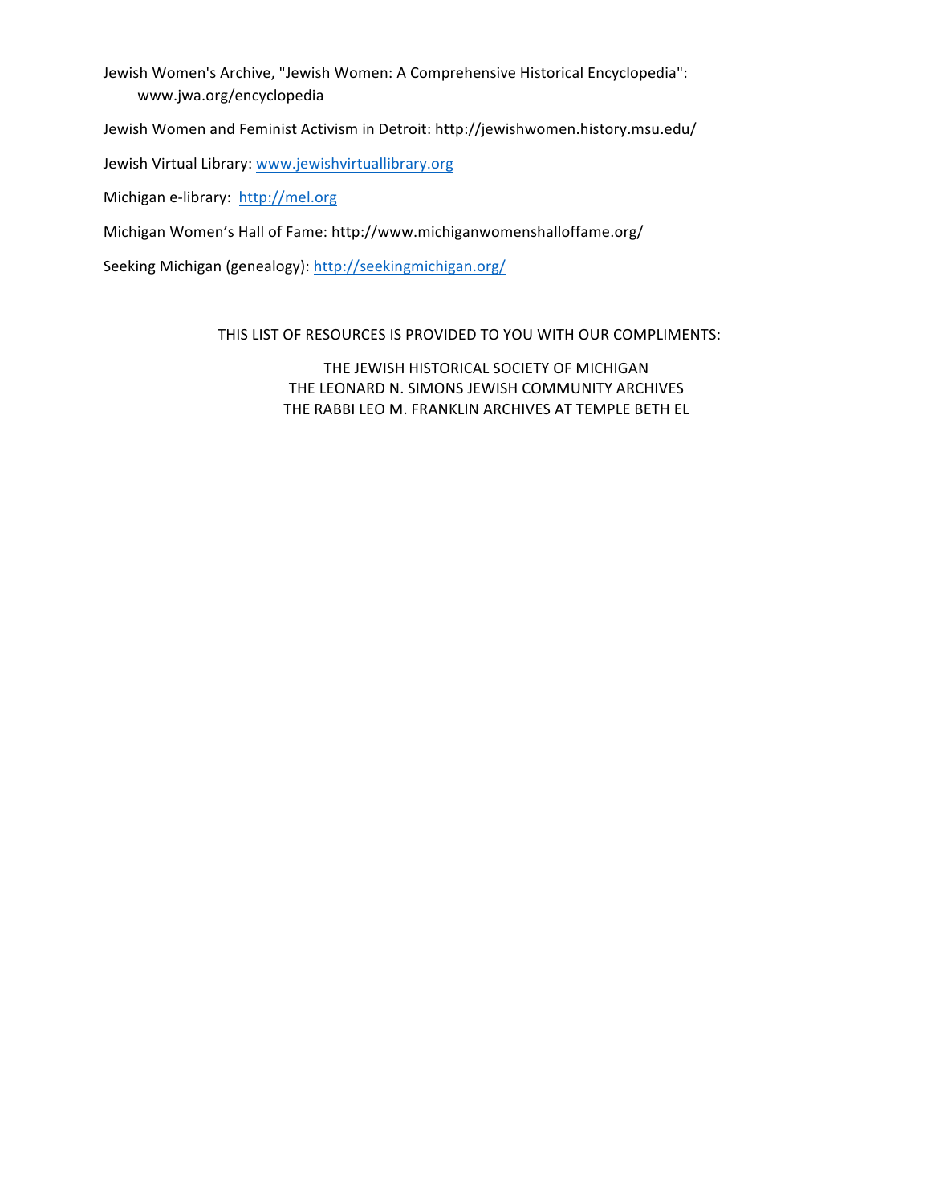Jewish Women's Archive, "Jewish Women: A Comprehensive Historical Encyclopedia": www.jwa.org/encyclopedia

Jewish Women and Feminist Activism in Detroit: http://jewishwomen.history.msu.edu/

Jewish Virtual Library: www.jewishvirtuallibrary.org

Michigan e-library: http://mel.org

Michigan Women's Hall of Fame: http://www.michiganwomenshalloffame.org/

Seeking Michigan (genealogy): http://seekingmichigan.org/

THIS LIST OF RESOURCES IS PROVIDED TO YOU WITH OUR COMPLIMENTS:

THE JEWISH HISTORICAL SOCIETY OF MICHIGAN
THE LEONARD N. SIMONS JEWISH COMMUNITY ARCHIVES
THE RABBI LEO M. FRANKLIN ARCHIVES AT TEMPLE BETH EL